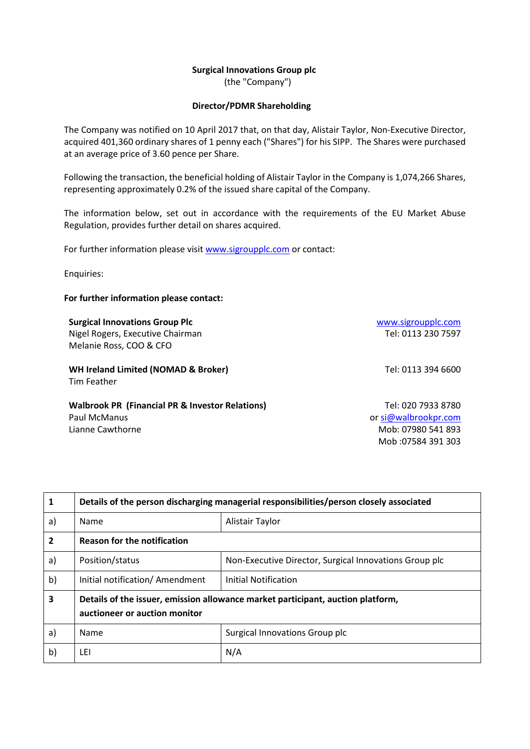**Surgical Innovations Group plc**
(the "Company")

**Director/PDMR Shareholding**

The Company was notified on 10 April 2017 that, on that day, Alistair Taylor, Non-Executive Director, acquired 401,360 ordinary shares of 1 penny each ("Shares") for his SIPP. The Shares were purchased at an average price of 3.60 pence per Share.

Following the transaction, the beneficial holding of Alistair Taylor in the Company is 1,074,266 Shares, representing approximately 0.2% of the issued share capital of the Company.

The information below, set out in accordance with the requirements of the EU Market Abuse Regulation, provides further detail on shares acquired.

For further information please visit www.sigroupplc.com or contact:

Enquiries:

**For further information please contact:**

**Surgical Innovations Group Plc** — www.sigroupplc.com
Nigel Rogers, Executive Chairman — Tel: 0113 230 7597
Melanie Ross, COO & CFO

**WH Ireland Limited (NOMAD & Broker)** — Tel: 0113 394 6600
Tim Feather

**Walbrook PR (Financial PR & Investor Relations)** — Tel: 020 7933 8780 or si@walbrookpr.com
Paul McManus — Mob: 07980 541 893
Lianne Cawthorne — Mob :07584 391 303

| 1 | **Details of the person discharging managerial responsibilities/person closely associated** | |
|---|---|---|
| a) | Name | Alistair Taylor |
| **2** | **Reason for the notification** | |
| a) | Position/status | Non-Executive Director, Surgical Innovations Group plc |
| b) | Initial notification/ Amendment | Initial Notification |
| **3** | **Details of the issuer, emission allowance market participant, auction platform, auctioneer or auction monitor** | |
| a) | Name | Surgical Innovations Group plc |
| b) | LEI | N/A |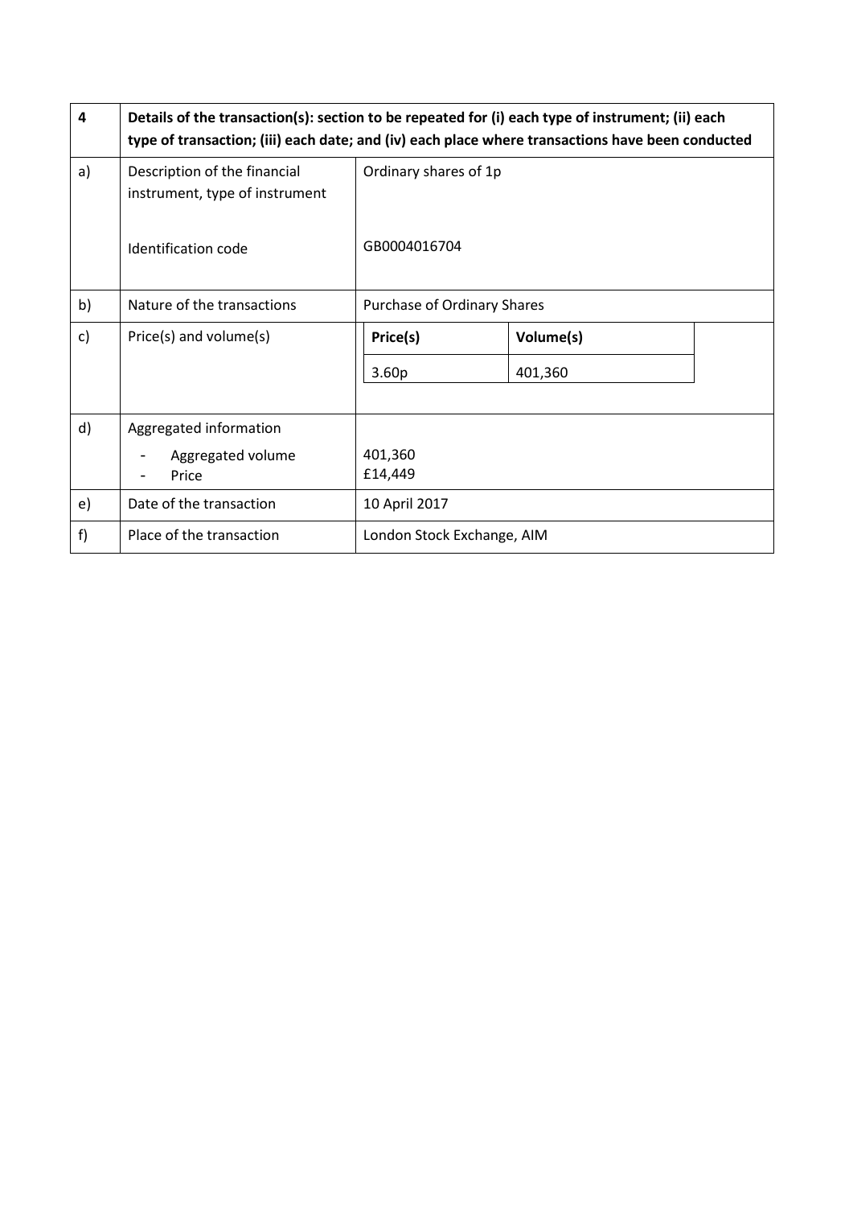| 4 | Details of the transaction(s): section to be repeated for (i) each type of instrument; (ii) each type of transaction; (iii) each date; and (iv) each place where transactions have been conducted | | |
|---|---|---|---|
| a) | Description of the financial instrument, type of instrument<br><br>Identification code | Ordinary shares of 1p<br><br>GB0004016704 | |
| b) | Nature of the transactions | Purchase of Ordinary Shares | |
| c) | Price(s) and volume(s) | **Price(s)**<br>3.60p | **Volume(s)**<br>401,360 |
| d) | Aggregated information<br>- Aggregated volume<br>- Price | <br>401,360<br>£14,449 | |
| e) | Date of the transaction | 10 April 2017 | |
| f) | Place of the transaction | London Stock Exchange, AIM | |